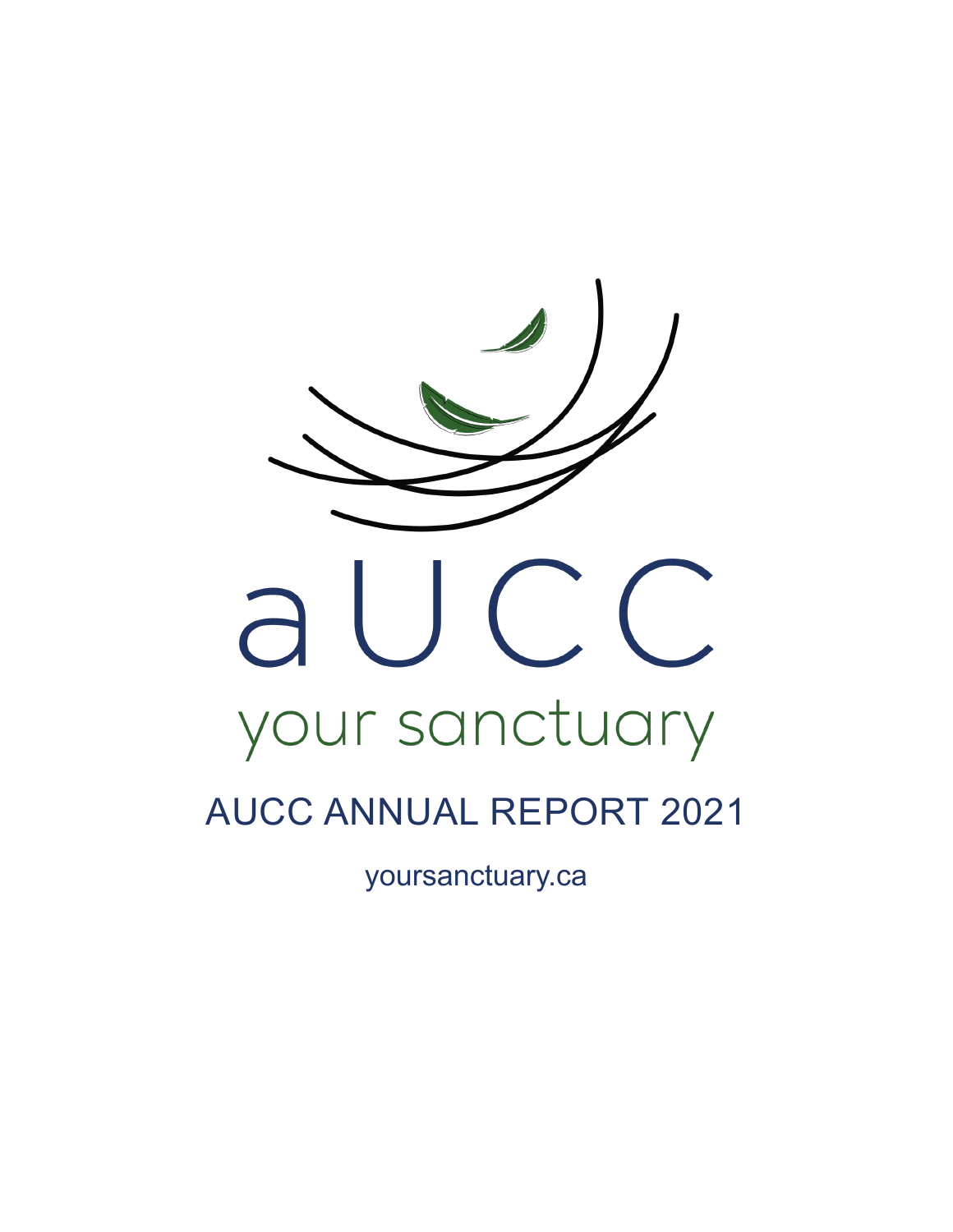aUCC

your sanctuary

# AUCC ANNUAL REPORT 2021

yoursanctuary.ca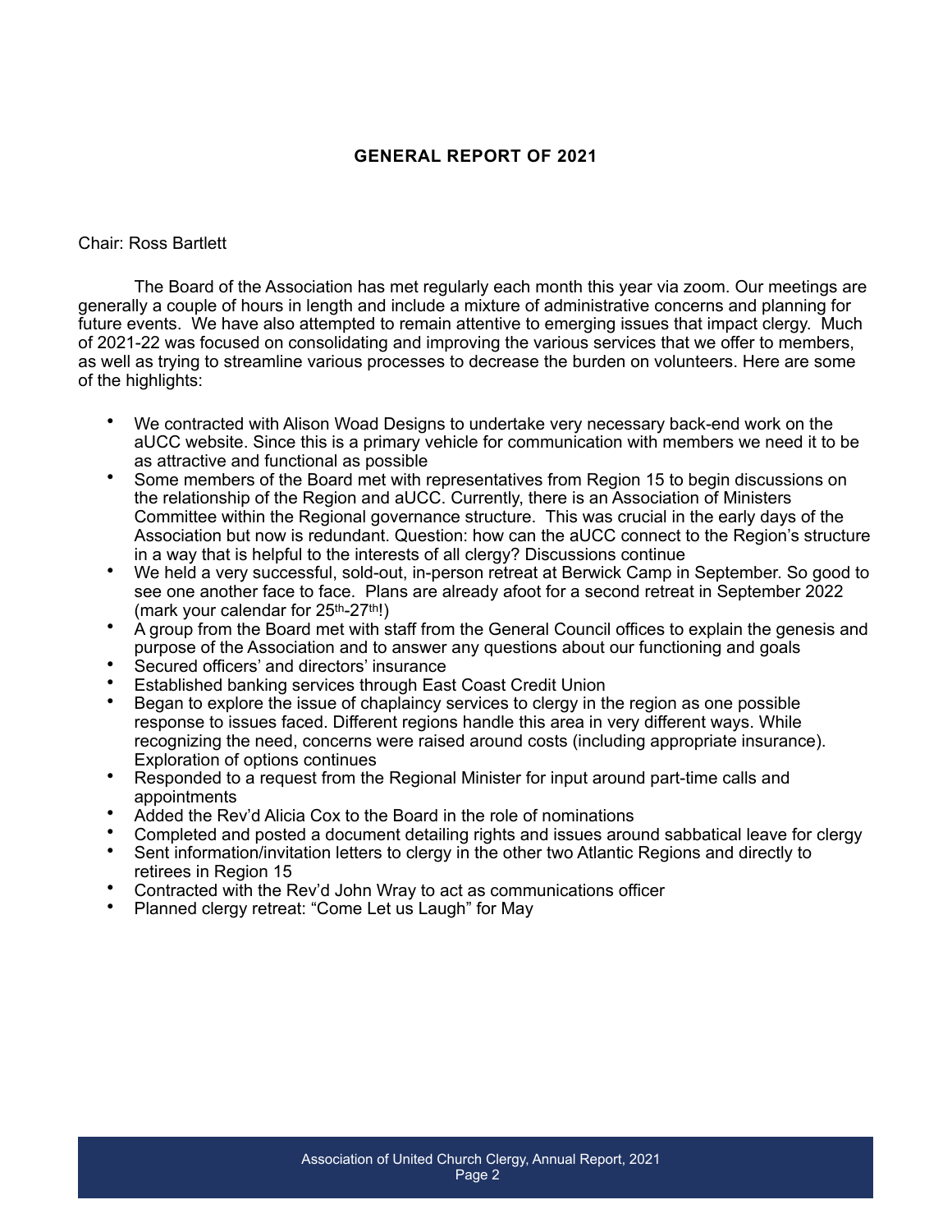## GENERAL REPORT OF 2021

Chair: Ross Bartlett

The Board of the Association has met regularly each month this year via zoom. Our meetings are generally a couple of hours in length and include a mixture of administrative concerns and planning for future events. We have also attempted to remain attentive to emerging issues that impact clergy. Much of 2021-22 was focused on consolidating and improving the various services that we offer to members, as well as trying to streamline various processes to decrease the burden on volunteers. Here are some of the highlights:

- We contracted with Alison Woad Designs to undertake very necessary back-end work on the aUCC website. Since this is a primary vehicle for communication with members we need it to be as attractive and functional as possible
- Some members of the Board met with representatives from Region 15 to begin discussions on the relationship of the Region and aUCC. Currently, there is an Association of Ministers Committee within the Regional governance structure. This was crucial in the early days of the Association but now is redundant. Question: how can the aUCC connect to the Region's structure in a way that is helpful to the interests of all clergy? Discussions continue
- We held a very successful, sold-out, in-person retreat at Berwick Camp in September. So good to see one another face to face. Plans are already afoot for a second retreat in September 2022 (mark your calendar for 25th-27th!)
- A group from the Board met with staff from the General Council offices to explain the genesis and purpose of the Association and to answer any questions about our functioning and goals
- Secured officers' and directors' insurance
- Established banking services through East Coast Credit Union
- Began to explore the issue of chaplaincy services to clergy in the region as one possible response to issues faced. Different regions handle this area in very different ways. While recognizing the need, concerns were raised around costs (including appropriate insurance). Exploration of options continues
- Responded to a request from the Regional Minister for input around part-time calls and appointments
- Added the Rev'd Alicia Cox to the Board in the role of nominations
- Completed and posted a document detailing rights and issues around sabbatical leave for clergy
- Sent information/invitation letters to clergy in the other two Atlantic Regions and directly to retirees in Region 15
- Contracted with the Rev'd John Wray to act as communications officer
- Planned clergy retreat: "Come Let us Laugh" for May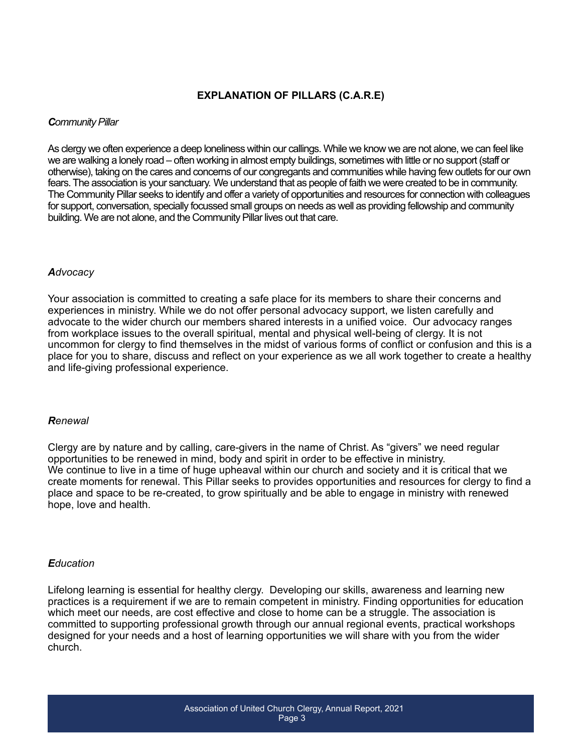## EXPLANATION OF PILLARS (C.A.R.E)

### ***C****ommunity Pillar*

As clergy we often experience a deep loneliness within our callings. While we know we are not alone, we can feel like we are walking a lonely road – often working in almost empty buildings, sometimes with little or no support (staff or otherwise), taking on the cares and concerns of our congregants and communities while having few outlets for our own fears. The association is your sanctuary. We understand that as people of faith we were created to be in community. The Community Pillar seeks to identify and offer a variety of opportunities and resources for connection with colleagues for support, conversation, specially focussed small groups on needs as well as providing fellowship and community building. We are not alone, and the Community Pillar lives out that care.

### ***A****dvocacy*

Your association is committed to creating a safe place for its members to share their concerns and experiences in ministry. While we do not offer personal advocacy support, we listen carefully and advocate to the wider church our members shared interests in a unified voice. Our advocacy ranges from workplace issues to the overall spiritual, mental and physical well-being of clergy. It is not uncommon for clergy to find themselves in the midst of various forms of conflict or confusion and this is a place for you to share, discuss and reflect on your experience as we all work together to create a healthy and life-giving professional experience.

### ***R****enewal*

Clergy are by nature and by calling, care-givers in the name of Christ. As "givers" we need regular opportunities to be renewed in mind, body and spirit in order to be effective in ministry.
We continue to live in a time of huge upheaval within our church and society and it is critical that we create moments for renewal. This Pillar seeks to provides opportunities and resources for clergy to find a place and space to be re-created, to grow spiritually and be able to engage in ministry with renewed hope, love and health.

### ***E****ducation*

Lifelong learning is essential for healthy clergy. Developing our skills, awareness and learning new practices is a requirement if we are to remain competent in ministry. Finding opportunities for education which meet our needs, are cost effective and close to home can be a struggle. The association is committed to supporting professional growth through our annual regional events, practical workshops designed for your needs and a host of learning opportunities we will share with you from the wider church.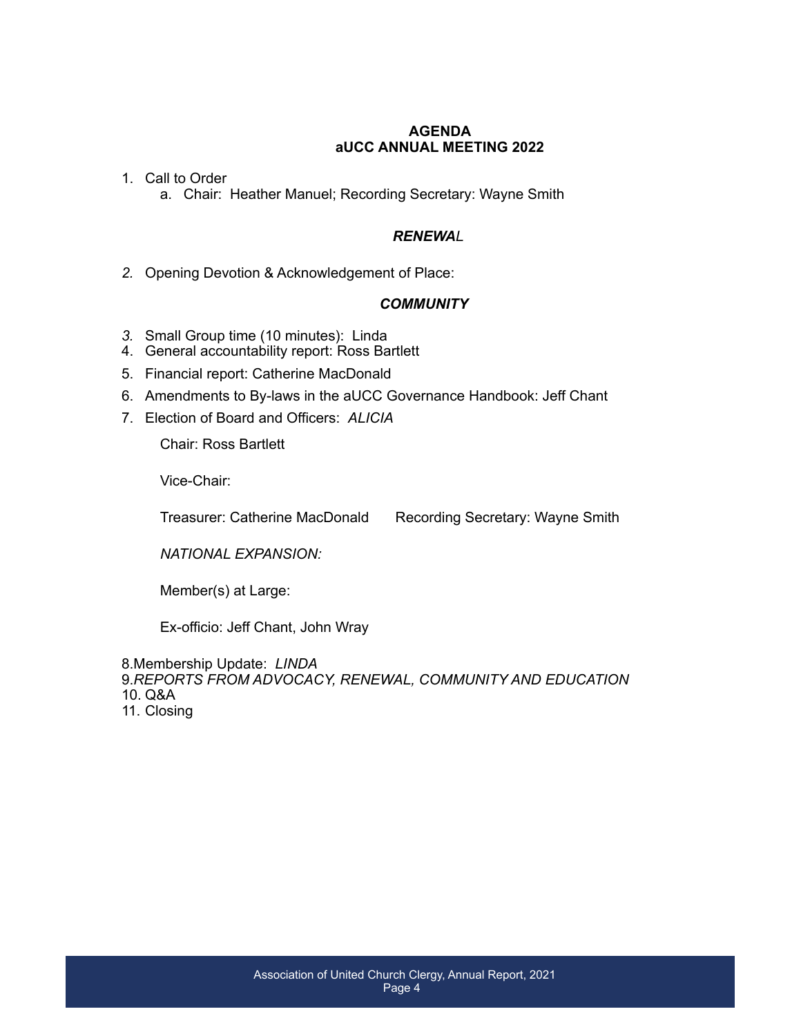**AGENDA**
**aUCC ANNUAL MEETING 2022**

1. Call to Order
   a. Chair: Heather Manuel; Recording Secretary: Wayne Smith

***RENEWA**L*

2. Opening Devotion & Acknowledgement of Place:

***COMMUNITY***

3. Small Group time (10 minutes): Linda
4. General accountability report: Ross Bartlett
5. Financial report: Catherine MacDonald
6. Amendments to By-laws in the aUCC Governance Handbook: Jeff Chant
7. Election of Board and Officers: *ALICIA*

   Chair: Ross Bartlett

   Vice-Chair:

   Treasurer: Catherine MacDonald Recording Secretary: Wayne Smith

   *NATIONAL EXPANSION:*

   Member(s) at Large:

   Ex-officio: Jeff Chant, John Wray

8. Membership Update: *LINDA*
9. *REPORTS FROM ADVOCACY, RENEWAL, COMMUNITY AND EDUCATION*
10. Q&A
11. Closing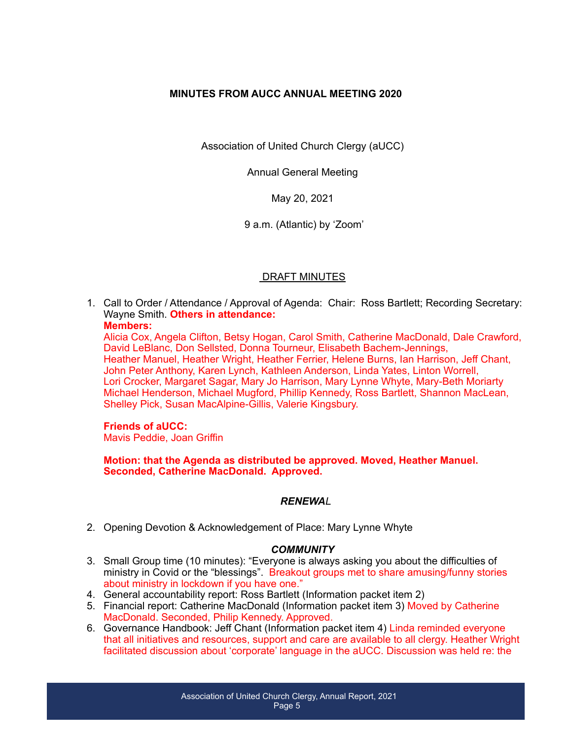**MINUTES FROM AUCC ANNUAL MEETING 2020**

Association of United Church Clergy (aUCC)

Annual General Meeting

May 20, 2021

9 a.m. (Atlantic) by 'Zoom'

DRAFT MINUTES

1. Call to Order / Attendance / Approval of Agenda: Chair: Ross Bartlett; Recording Secretary: Wayne Smith. **Others in attendance:**

   **Members:**
   Alicia Cox, Angela Clifton, Betsy Hogan, Carol Smith, Catherine MacDonald, Dale Crawford, David LeBlanc, Don Sellsted, Donna Tourneur, Elisabeth Bachem-Jennings, Heather Manuel, Heather Wright, Heather Ferrier, Helene Burns, Ian Harrison, Jeff Chant, John Peter Anthony, Karen Lynch, Kathleen Anderson, Linda Yates, Linton Worrell, Lori Crocker, Margaret Sagar, Mary Jo Harrison, Mary Lynne Whyte, Mary-Beth Moriarty Michael Henderson, Michael Mugford, Phillip Kennedy, Ross Bartlett, Shannon MacLean, Shelley Pick, Susan MacAlpine-Gillis, Valerie Kingsbury.

   **Friends of aUCC:**
   Mavis Peddie, Joan Griffin

   **Motion: that the Agenda as distributed be approved. Moved, Heather Manuel. Seconded, Catherine MacDonald. Approved.**

***RENEWAL***

2. Opening Devotion & Acknowledgement of Place: Mary Lynne Whyte

***COMMUNITY***

3. Small Group time (10 minutes): "Everyone is always asking you about the difficulties of ministry in Covid or the "blessings". Breakout groups met to share amusing/funny stories about ministry in lockdown if you have one."
4. General accountability report: Ross Bartlett (Information packet item 2)
5. Financial report: Catherine MacDonald (Information packet item 3) Moved by Catherine MacDonald. Seconded, Philip Kennedy. Approved.
6. Governance Handbook: Jeff Chant (Information packet item 4) Linda reminded everyone that all initiatives and resources, support and care are available to all clergy. Heather Wright facilitated discussion about 'corporate' language in the aUCC. Discussion was held re: the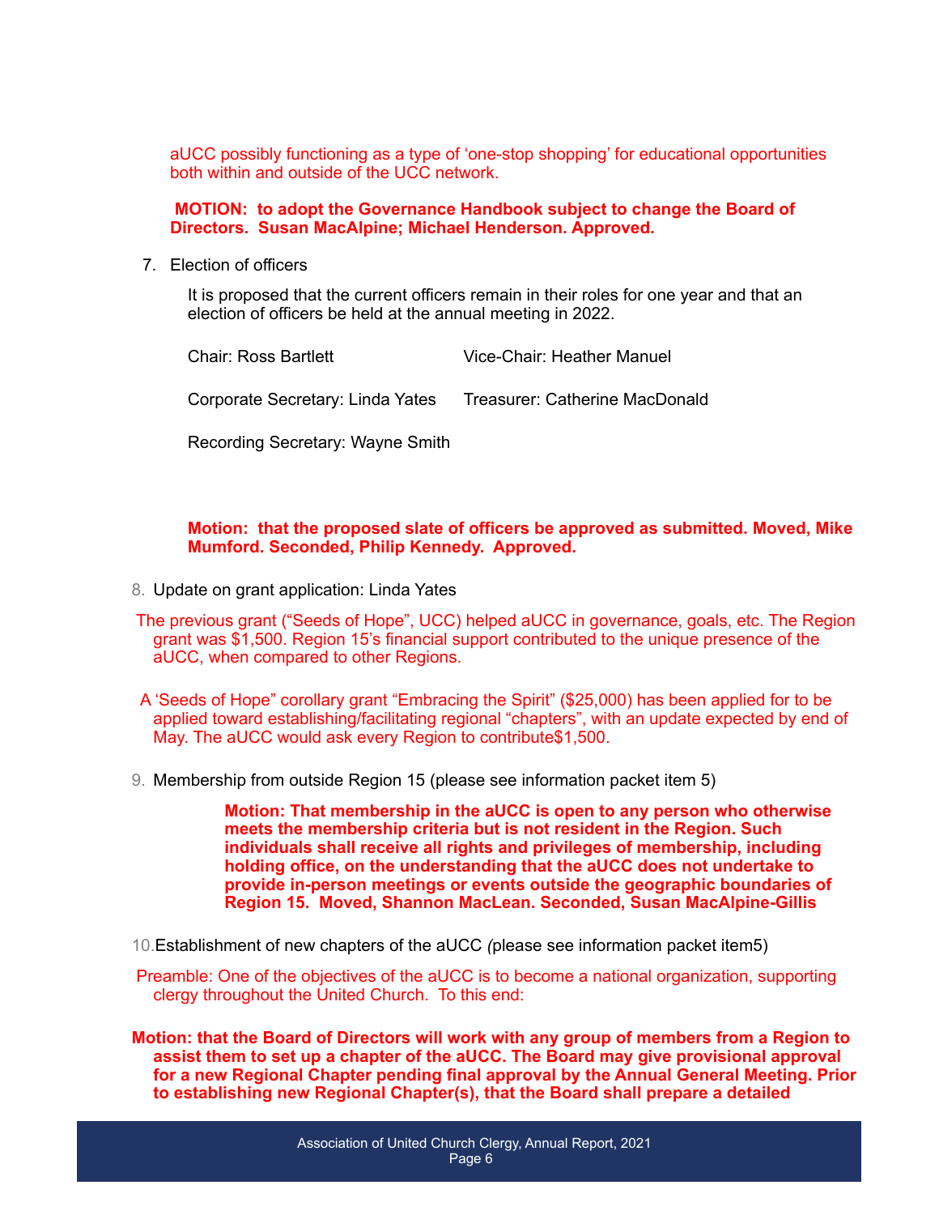aUCC possibly functioning as a type of 'one-stop shopping' for educational opportunities both within and outside of the UCC network.

**MOTION: to adopt the Governance Handbook subject to change the Board of Directors. Susan MacAlpine; Michael Henderson. Approved.**

7. Election of officers

   It is proposed that the current officers remain in their roles for one year and that an election of officers be held at the annual meeting in 2022.

   Chair: Ross Bartlett  
   Vice-Chair: Heather Manuel

   Corporate Secretary: Linda Yates  
   Treasurer: Catherine MacDonald

   Recording Secretary: Wayne Smith

   **Motion: that the proposed slate of officers be approved as submitted. Moved, Mike Mumford. Seconded, Philip Kennedy. Approved.**

8. Update on grant application: Linda Yates

The previous grant ("Seeds of Hope", UCC) helped aUCC in governance, goals, etc. The Region grant was $1,500. Region 15's financial support contributed to the unique presence of the aUCC, when compared to other Regions.

A 'Seeds of Hope" corollary grant "Embracing the Spirit" ($25,000) has been applied for to be applied toward establishing/facilitating regional "chapters", with an update expected by end of May. The aUCC would ask every Region to contribute$1,500.

9. Membership from outside Region 15 (please see information packet item 5)

   **Motion: That membership in the aUCC is open to any person who otherwise meets the membership criteria but is not resident in the Region. Such individuals shall receive all rights and privileges of membership, including holding office, on the understanding that the aUCC does not undertake to provide in-person meetings or events outside the geographic boundaries of Region 15. Moved, Shannon MacLean. Seconded, Susan MacAlpine-Gillis**

10. Establishment of new chapters of the aUCC *(*please see information packet item5)

Preamble: One of the objectives of the aUCC is to become a national organization, supporting clergy throughout the United Church. To this end:

**Motion: that the Board of Directors will work with any group of members from a Region to assist them to set up a chapter of the aUCC. The Board may give provisional approval for a new Regional Chapter pending final approval by the Annual General Meeting. Prior to establishing new Regional Chapter(s), that the Board shall prepare a detailed**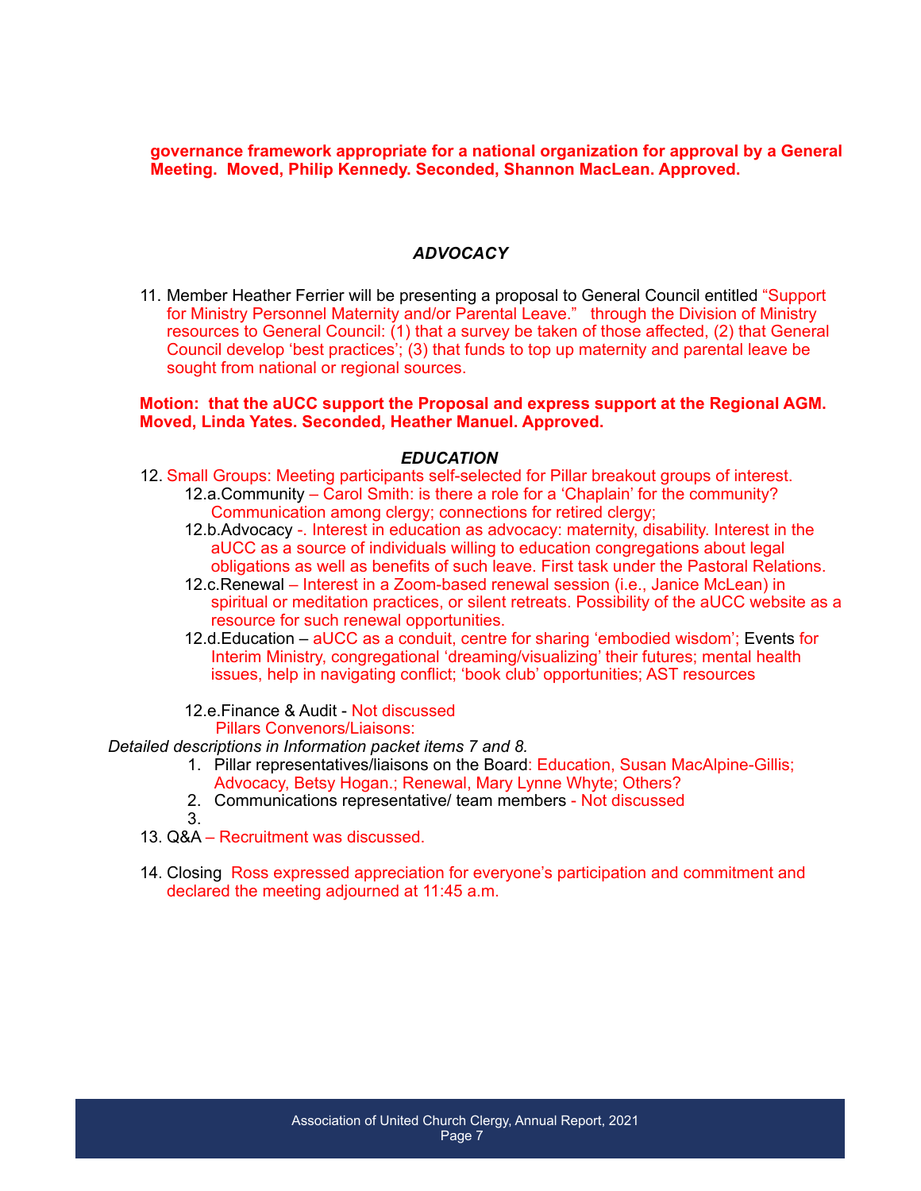**governance framework appropriate for a national organization for approval by a General Meeting. Moved, Philip Kennedy. Seconded, Shannon MacLean. Approved.**

### *ADVOCACY*

11. Member Heather Ferrier will be presenting a proposal to General Council entitled "Support for Ministry Personnel Maternity and/or Parental Leave." through the Division of Ministry resources to General Council: (1) that a survey be taken of those affected, (2) that General Council develop 'best practices'; (3) that funds to top up maternity and parental leave be sought from national or regional sources.

**Motion: that the aUCC support the Proposal and express support at the Regional AGM. Moved, Linda Yates. Seconded, Heather Manuel. Approved.**

### *EDUCATION*

12. Small Groups: Meeting participants self-selected for Pillar breakout groups of interest.
    - 12.a.Community – Carol Smith: is there a role for a 'Chaplain' for the community? Communication among clergy; connections for retired clergy;
    - 12.b.Advocacy -. Interest in education as advocacy: maternity, disability. Interest in the aUCC as a source of individuals willing to education congregations about legal obligations as well as benefits of such leave. First task under the Pastoral Relations.
    - 12.c.Renewal – Interest in a Zoom-based renewal session (i.e., Janice McLean) in spiritual or meditation practices, or silent retreats. Possibility of the aUCC website as a resource for such renewal opportunities.
    - 12.d.Education – aUCC as a conduit, centre for sharing 'embodied wisdom'; Events for Interim Ministry, congregational 'dreaming/visualizing' their futures; mental health issues, help in navigating conflict; 'book club' opportunities; AST resources

    - 12.e.Finance & Audit - Not discussed

      Pillars Convenors/Liaisons:

*Detailed descriptions in Information packet items 7 and 8.*

1. Pillar representatives/liaisons on the Board: Education, Susan MacAlpine-Gillis; Advocacy, Betsy Hogan.; Renewal, Mary Lynne Whyte; Others?
2. Communications representative/ team members - Not discussed
3. 

13. Q&A – Recruitment was discussed.

14. Closing Ross expressed appreciation for everyone's participation and commitment and declared the meeting adjourned at 11:45 a.m.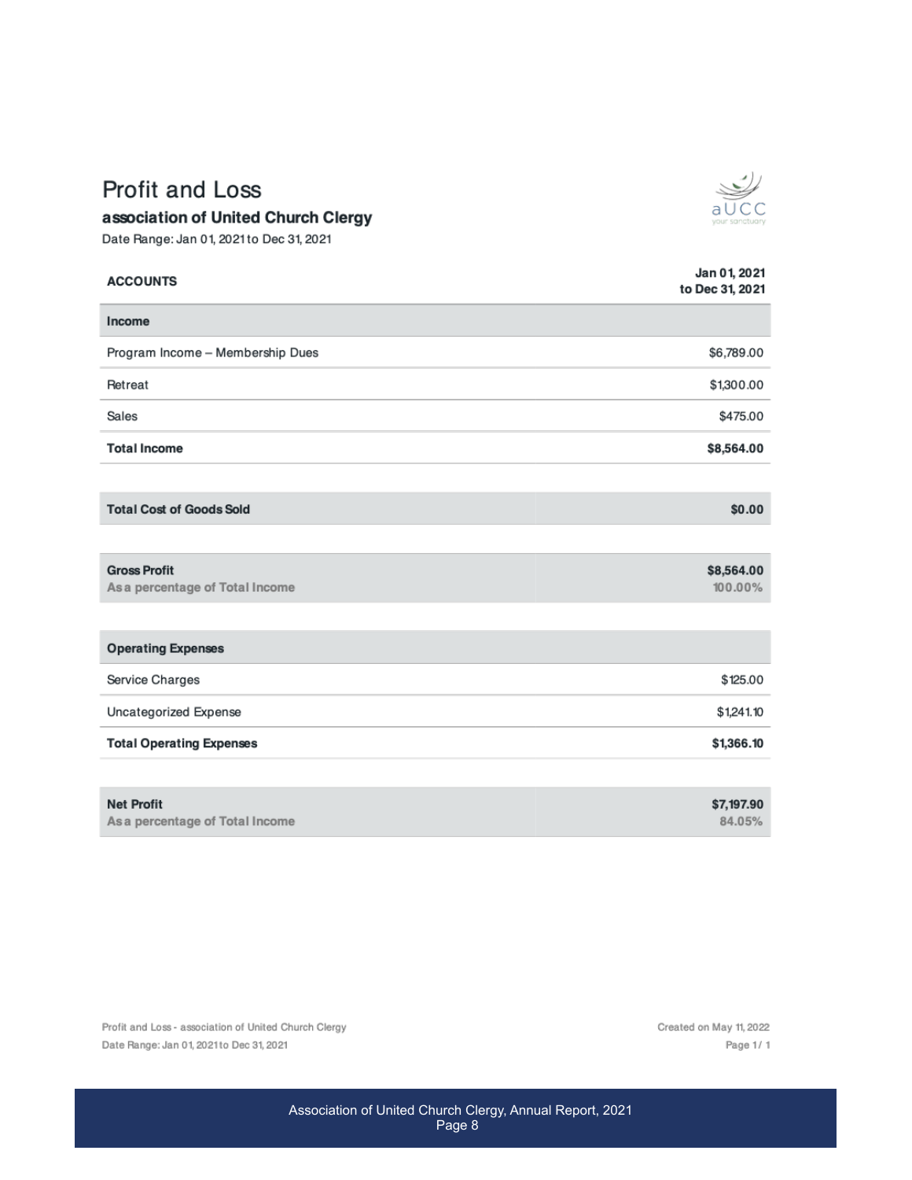# Profit and Loss

**association of United Church Clergy**

Date Range: Jan 01, 2021 to Dec 31, 2021

| ACCOUNTS | Jan 01, 2021 to Dec 31, 2021 |
|---|---|
| **Income** | |
| Program Income – Membership Dues | $6,789.00 |
| Retreat | $1,300.00 |
| Sales | $475.00 |
| **Total Income** | **$8,564.00** |
| **Total Cost of Goods Sold** | **$0.00** |
| **Gross Profit** | **$8,564.00** |
| As a percentage of Total Income | 100.00% |
| **Operating Expenses** | |
| Service Charges | $125.00 |
| Uncategorized Expense | $1,241.10 |
| **Total Operating Expenses** | **$1,366.10** |
| **Net Profit** | **$7,197.90** |
| As a percentage of Total Income | 84.05% |

Profit and Loss - association of United Church Clergy
Date Range: Jan 01, 2021 to Dec 31, 2021

Created on May 11, 2022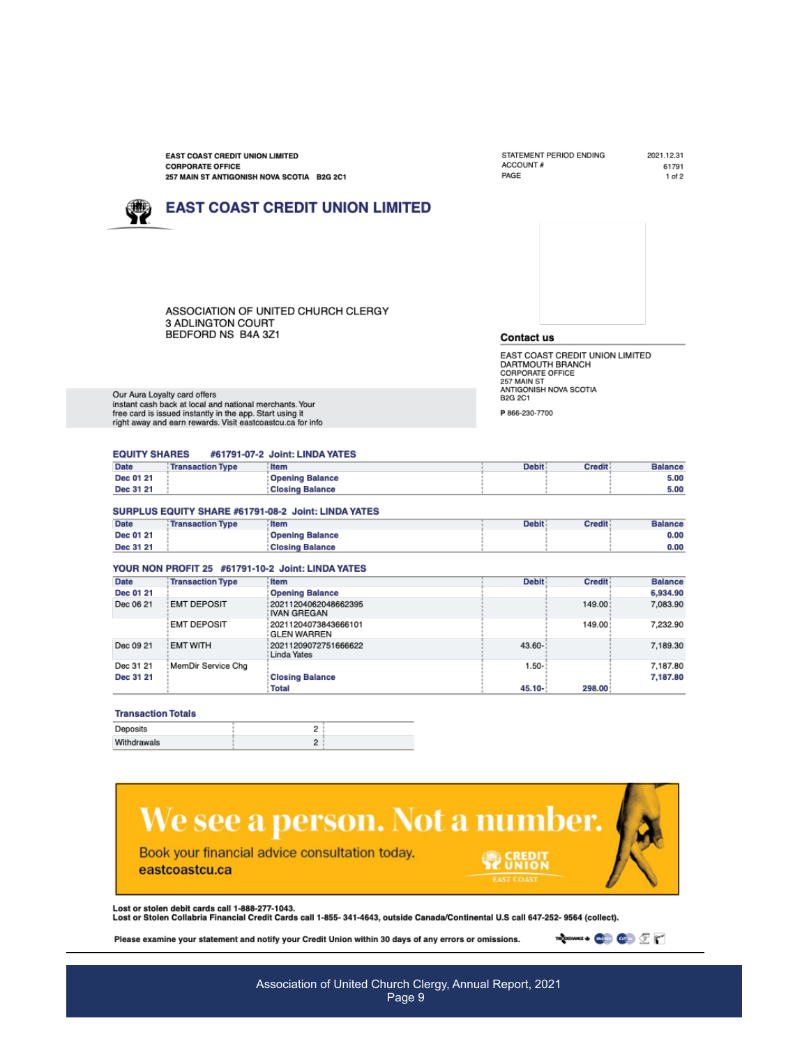**EAST COAST CREDIT UNION LIMITED**
**CORPORATE OFFICE**
**257 MAIN ST ANTIGONISH NOVA SCOTIA B2G 2C1**

STATEMENT PERIOD ENDING 2021.12.31
ACCOUNT # 61791
PAGE 1 of 2

# EAST COAST CREDIT UNION LIMITED

ASSOCIATION OF UNITED CHURCH CLERGY
3 ADLINGTON COURT
BEDFORD NS B4A 3Z1

**Contact us**

EAST COAST CREDIT UNION LIMITED
DARTMOUTH BRANCH
CORPORATE OFFICE
257 MAIN ST
ANTIGONISH NOVA SCOTIA
B2G 2C1

P 866-230-7700

Our Aura Loyalty card offers instant cash back at local and national merchants. Your free card is issued instantly in the app. Start using it right away and earn rewards. Visit eastcoastcu.ca for info

### EQUITY SHARES #61791-07-2 Joint: LINDA YATES

| Date | Transaction Type | Item | Debit | Credit | Balance |
|---|---|---|---|---|---|
| **Dec 01 21** | | **Opening Balance** | | | **5.00** |
| **Dec 31 21** | | **Closing Balance** | | | **5.00** |

### SURPLUS EQUITY SHARE #61791-08-2 Joint: LINDA YATES

| Date | Transaction Type | Item | Debit | Credit | Balance |
|---|---|---|---|---|---|
| **Dec 01 21** | | **Opening Balance** | | | **0.00** |
| **Dec 31 21** | | **Closing Balance** | | | **0.00** |

### YOUR NON PROFIT 25 #61791-10-2 Joint: LINDA YATES

| Date | Transaction Type | Item | Debit | Credit | Balance |
|---|---|---|---|---|---|
| **Dec 01 21** | | **Opening Balance** | | | **6,934.90** |
| Dec 06 21 | EMT DEPOSIT | 20211204062048662395 IVAN GREGAN | | 149.00 | 7,083.90 |
| | EMT DEPOSIT | 20211204073843666101 GLEN WARREN | | 149.00 | 7,232.90 |
| Dec 09 21 | EMT WITH | 20211209072751666622 Linda Yates | 43.60- | | 7,189.30 |
| Dec 31 21 | MemDir Service Chg | | 1.50- | | 7,187.80 |
| **Dec 31 21** | | **Closing Balance** | | | **7,187.80** |
| | | **Total** | **45.10-** | **298.00** | |

**Transaction Totals**

| | |
|---|---|
| Deposits | 2 |
| Withdrawals | 2 |

We see a person. Not a number.

Book your financial advice consultation today.
eastcoastcu.ca

CREDIT UNION EAST COAST

**Lost or stolen debit cards call 1-888-277-1043.**
**Lost or Stolen Collabria Financial Credit Cards call 1-855- 341-4643, outside Canada/Continental U.S call 647-252- 9564 (collect).**

**Please examine your statement and notify your Credit Union within 30 days of any errors or omissions.**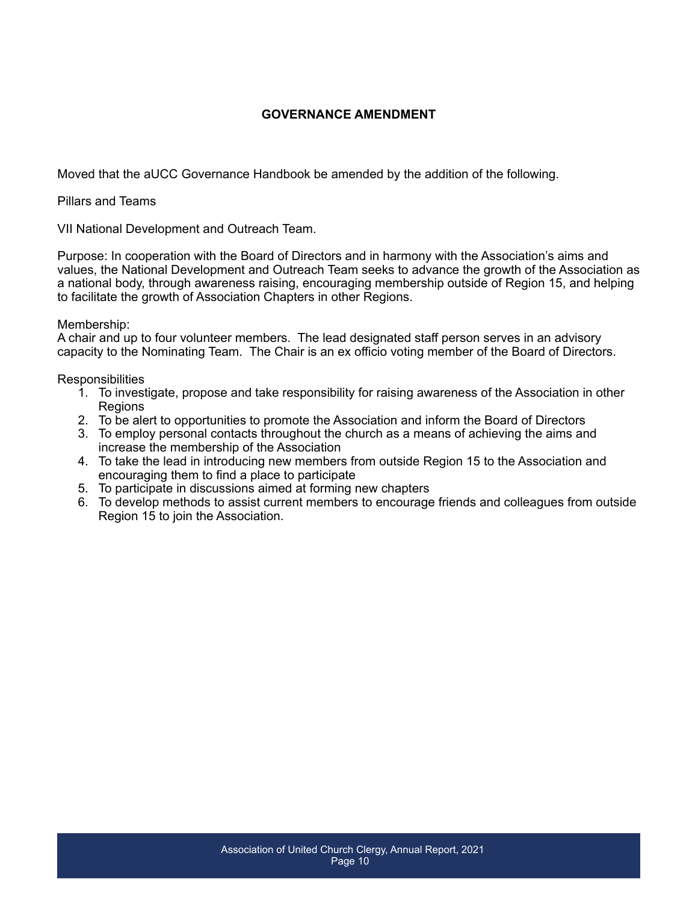## GOVERNANCE AMENDMENT

Moved that the aUCC Governance Handbook be amended by the addition of the following.

Pillars and Teams

VII National Development and Outreach Team.

Purpose: In cooperation with the Board of Directors and in harmony with the Association's aims and values, the National Development and Outreach Team seeks to advance the growth of the Association as a national body, through awareness raising, encouraging membership outside of Region 15, and helping to facilitate the growth of Association Chapters in other Regions.

Membership:
A chair and up to four volunteer members. The lead designated staff person serves in an advisory capacity to the Nominating Team. The Chair is an ex officio voting member of the Board of Directors.

Responsibilities

1. To investigate, propose and take responsibility for raising awareness of the Association in other Regions
2. To be alert to opportunities to promote the Association and inform the Board of Directors
3. To employ personal contacts throughout the church as a means of achieving the aims and increase the membership of the Association
4. To take the lead in introducing new members from outside Region 15 to the Association and encouraging them to find a place to participate
5. To participate in discussions aimed at forming new chapters
6. To develop methods to assist current members to encourage friends and colleagues from outside Region 15 to join the Association.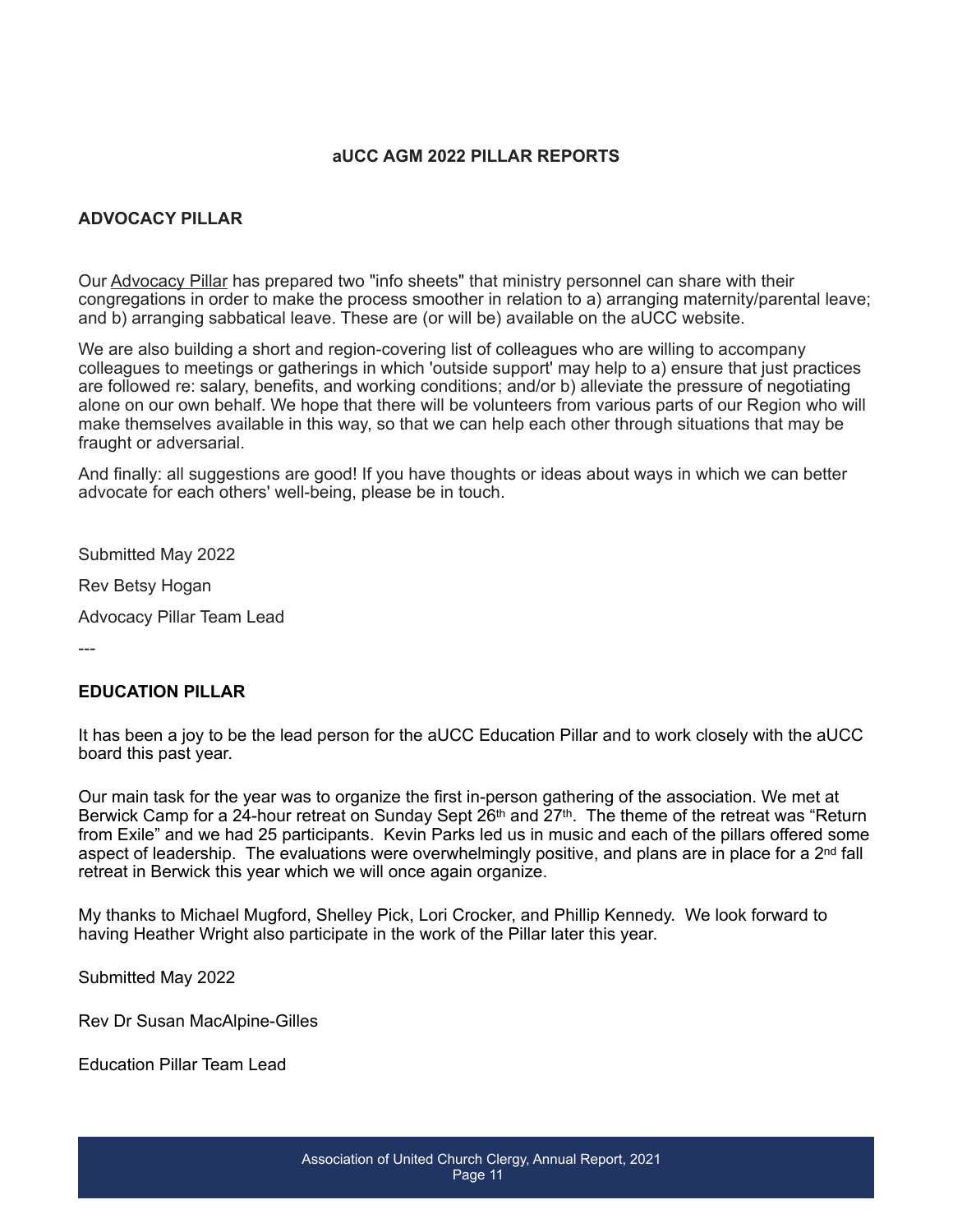# aUCC AGM 2022 PILLAR REPORTS

## ADVOCACY PILLAR

Our Advocacy Pillar has prepared two "info sheets" that ministry personnel can share with their congregations in order to make the process smoother in relation to a) arranging maternity/parental leave; and b) arranging sabbatical leave. These are (or will be) available on the aUCC website.

We are also building a short and region-covering list of colleagues who are willing to accompany colleagues to meetings or gatherings in which 'outside support' may help to a) ensure that just practices are followed re: salary, benefits, and working conditions; and/or b) alleviate the pressure of negotiating alone on our own behalf. We hope that there will be volunteers from various parts of our Region who will make themselves available in this way, so that we can help each other through situations that may be fraught or adversarial.

And finally: all suggestions are good! If you have thoughts or ideas about ways in which we can better advocate for each others' well-being, please be in touch.

Submitted May 2022

Rev Betsy Hogan

Advocacy Pillar Team Lead

---

## EDUCATION PILLAR

It has been a joy to be the lead person for the aUCC Education Pillar and to work closely with the aUCC board this past year.

Our main task for the year was to organize the first in-person gathering of the association. We met at Berwick Camp for a 24-hour retreat on Sunday Sept 26th and 27th. The theme of the retreat was "Return from Exile" and we had 25 participants. Kevin Parks led us in music and each of the pillars offered some aspect of leadership. The evaluations were overwhelmingly positive, and plans are in place for a 2nd fall retreat in Berwick this year which we will once again organize.

My thanks to Michael Mugford, Shelley Pick, Lori Crocker, and Phillip Kennedy. We look forward to having Heather Wright also participate in the work of the Pillar later this year.

Submitted May 2022

Rev Dr Susan MacAlpine-Gilles

Education Pillar Team Lead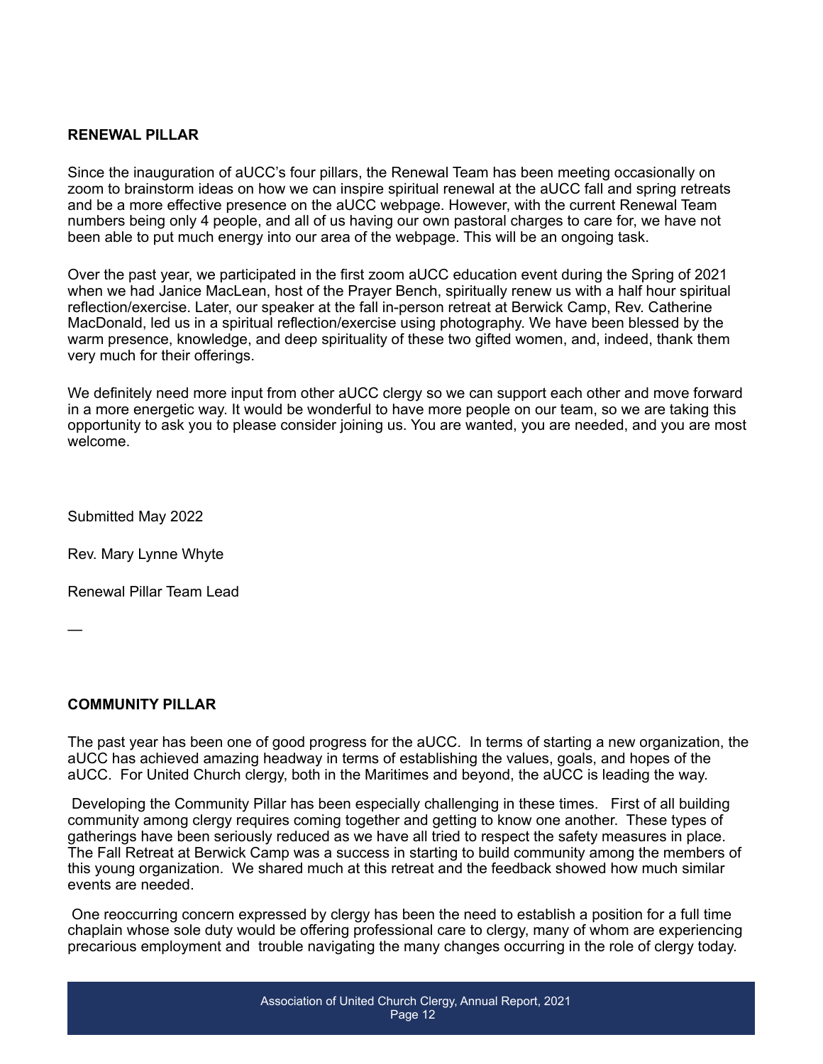## RENEWAL PILLAR

Since the inauguration of aUCC's four pillars, the Renewal Team has been meeting occasionally on zoom to brainstorm ideas on how we can inspire spiritual renewal at the aUCC fall and spring retreats and be a more effective presence on the aUCC webpage. However, with the current Renewal Team numbers being only 4 people, and all of us having our own pastoral charges to care for, we have not been able to put much energy into our area of the webpage. This will be an ongoing task.

Over the past year, we participated in the first zoom aUCC education event during the Spring of 2021 when we had Janice MacLean, host of the Prayer Bench, spiritually renew us with a half hour spiritual reflection/exercise. Later, our speaker at the fall in-person retreat at Berwick Camp, Rev. Catherine MacDonald, led us in a spiritual reflection/exercise using photography. We have been blessed by the warm presence, knowledge, and deep spirituality of these two gifted women, and, indeed, thank them very much for their offerings.

We definitely need more input from other aUCC clergy so we can support each other and move forward in a more energetic way. It would be wonderful to have more people on our team, so we are taking this opportunity to ask you to please consider joining us. You are wanted, you are needed, and you are most welcome.

Submitted May 2022

Rev. Mary Lynne Whyte

Renewal Pillar Team Lead

—

## COMMUNITY PILLAR

The past year has been one of good progress for the aUCC. In terms of starting a new organization, the aUCC has achieved amazing headway in terms of establishing the values, goals, and hopes of the aUCC. For United Church clergy, both in the Maritimes and beyond, the aUCC is leading the way.

Developing the Community Pillar has been especially challenging in these times. First of all building community among clergy requires coming together and getting to know one another. These types of gatherings have been seriously reduced as we have all tried to respect the safety measures in place. The Fall Retreat at Berwick Camp was a success in starting to build community among the members of this young organization. We shared much at this retreat and the feedback showed how much similar events are needed.

One reoccurring concern expressed by clergy has been the need to establish a position for a full time chaplain whose sole duty would be offering professional care to clergy, many of whom are experiencing precarious employment and trouble navigating the many changes occurring in the role of clergy today.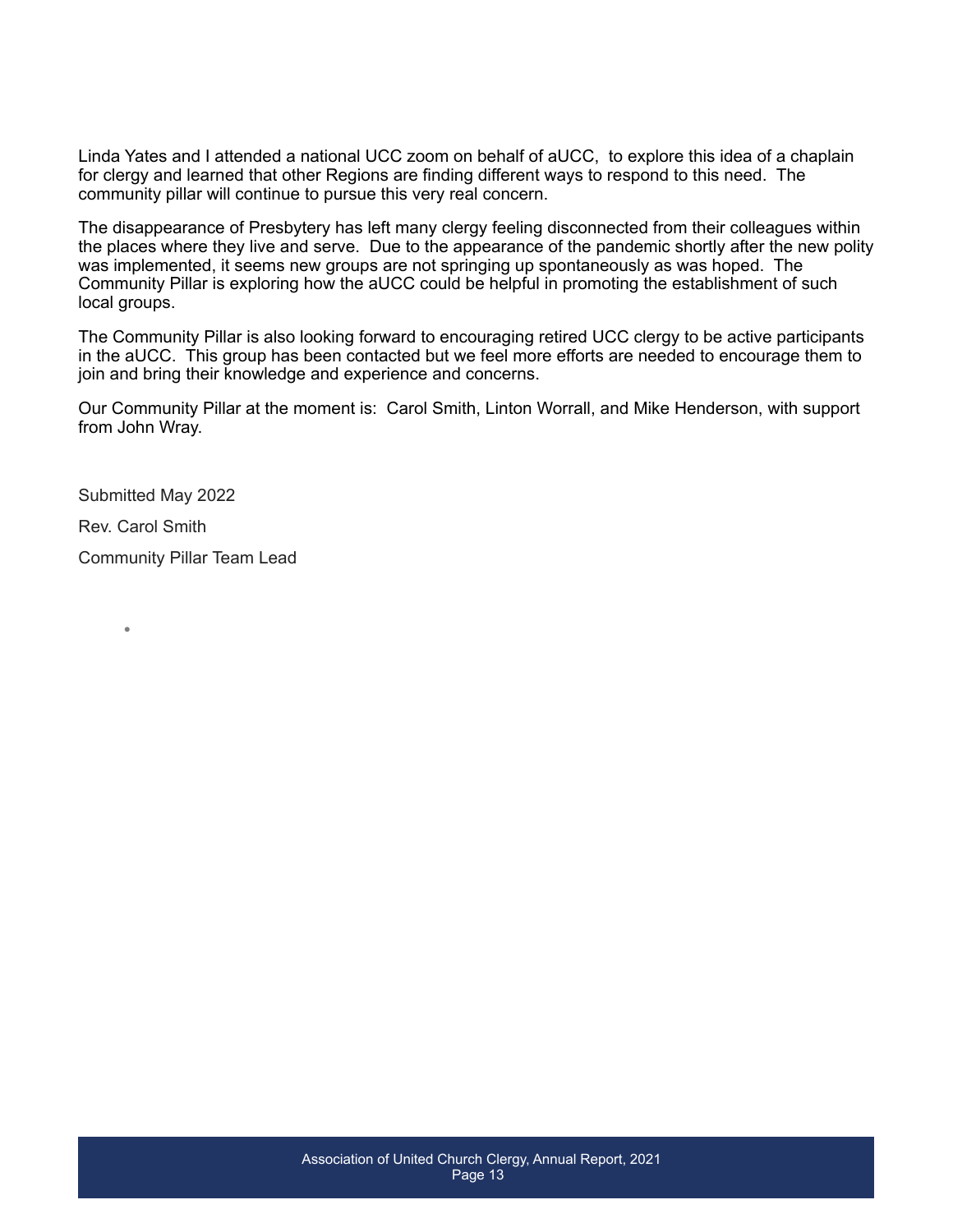Linda Yates and I attended a national UCC zoom on behalf of aUCC,  to explore this idea of a chaplain for clergy and learned that other Regions are finding different ways to respond to this need.  The community pillar will continue to pursue this very real concern.

The disappearance of Presbytery has left many clergy feeling disconnected from their colleagues within the places where they live and serve.  Due to the appearance of the pandemic shortly after the new polity was implemented, it seems new groups are not springing up spontaneously as was hoped.  The Community Pillar is exploring how the aUCC could be helpful in promoting the establishment of such local groups.

The Community Pillar is also looking forward to encouraging retired UCC clergy to be active participants in the aUCC.  This group has been contacted but we feel more efforts are needed to encourage them to join and bring their knowledge and experience and concerns.

Our Community Pillar at the moment is:  Carol Smith, Linton Worrall, and Mike Henderson, with support from John Wray.

Submitted May 2022

Rev. Carol Smith

Community Pillar Team Lead